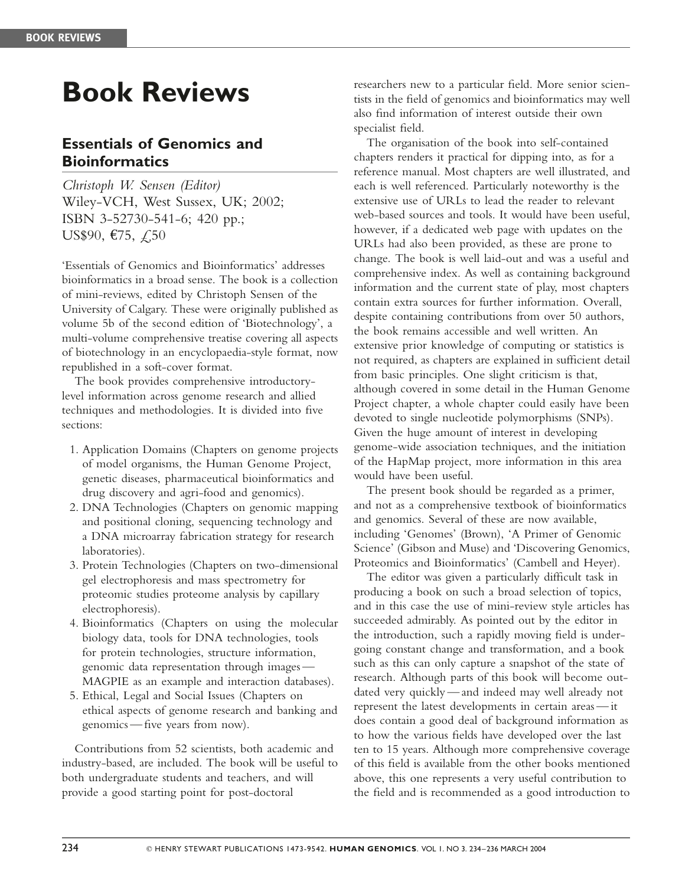# Book Reviews

## Essentials of Genomics and Bioinformatics

*Christoph W. Sensen (Editor)*
Wiley-VCH, West Sussex, UK; 2002;
ISBN 3-52730-541-6; 420 pp.;
US$90, €75, £50

'Essentials of Genomics and Bioinformatics' addresses bioinformatics in a broad sense. The book is a collection of mini-reviews, edited by Christoph Sensen of the University of Calgary. These were originally published as volume 5b of the second edition of 'Biotechnology', a multi-volume comprehensive treatise covering all aspects of biotechnology in an encyclopaedia-style format, now republished in a soft-cover format.

The book provides comprehensive introductory-level information across genome research and allied techniques and methodologies. It is divided into five sections:

1. Application Domains (Chapters on genome projects of model organisms, the Human Genome Project, genetic diseases, pharmaceutical bioinformatics and drug discovery and agri-food and genomics).
2. DNA Technologies (Chapters on genomic mapping and positional cloning, sequencing technology and a DNA microarray fabrication strategy for research laboratories).
3. Protein Technologies (Chapters on two-dimensional gel electrophoresis and mass spectrometry for proteomic studies proteome analysis by capillary electrophoresis).
4. Bioinformatics (Chapters on using the molecular biology data, tools for DNA technologies, tools for protein technologies, structure information, genomic data representation through images — MAGPIE as an example and interaction databases).
5. Ethical, Legal and Social Issues (Chapters on ethical aspects of genome research and banking and genomics — five years from now).

Contributions from 52 scientists, both academic and industry-based, are included. The book will be useful to both undergraduate students and teachers, and will provide a good starting point for post-doctoral researchers new to a particular field. More senior scientists in the field of genomics and bioinformatics may well also find information of interest outside their own specialist field.

The organisation of the book into self-contained chapters renders it practical for dipping into, as for a reference manual. Most chapters are well illustrated, and each is well referenced. Particularly noteworthy is the extensive use of URLs to lead the reader to relevant web-based sources and tools. It would have been useful, however, if a dedicated web page with updates on the URLs had also been provided, as these are prone to change. The book is well laid-out and was a useful and comprehensive index. As well as containing background information and the current state of play, most chapters contain extra sources for further information. Overall, despite containing contributions from over 50 authors, the book remains accessible and well written. An extensive prior knowledge of computing or statistics is not required, as chapters are explained in sufficient detail from basic principles. One slight criticism is that, although covered in some detail in the Human Genome Project chapter, a whole chapter could easily have been devoted to single nucleotide polymorphisms (SNPs). Given the huge amount of interest in developing genome-wide association techniques, and the initiation of the HapMap project, more information in this area would have been useful.

The present book should be regarded as a primer, and not as a comprehensive textbook of bioinformatics and genomics. Several of these are now available, including 'Genomes' (Brown), 'A Primer of Genomic Science' (Gibson and Muse) and 'Discovering Genomics, Proteomics and Bioinformatics' (Cambell and Heyer).

The editor was given a particularly difficult task in producing a book on such a broad selection of topics, and in this case the use of mini-review style articles has succeeded admirably. As pointed out by the editor in the introduction, such a rapidly moving field is undergoing constant change and transformation, and a book such as this can only capture a snapshot of the state of research. Although parts of this book will become outdated very quickly — and indeed may well already not represent the latest developments in certain areas — it does contain a good deal of background information as to how the various fields have developed over the last ten to 15 years. Although more comprehensive coverage of this field is available from the other books mentioned above, this one represents a very useful contribution to the field and is recommended as a good introduction to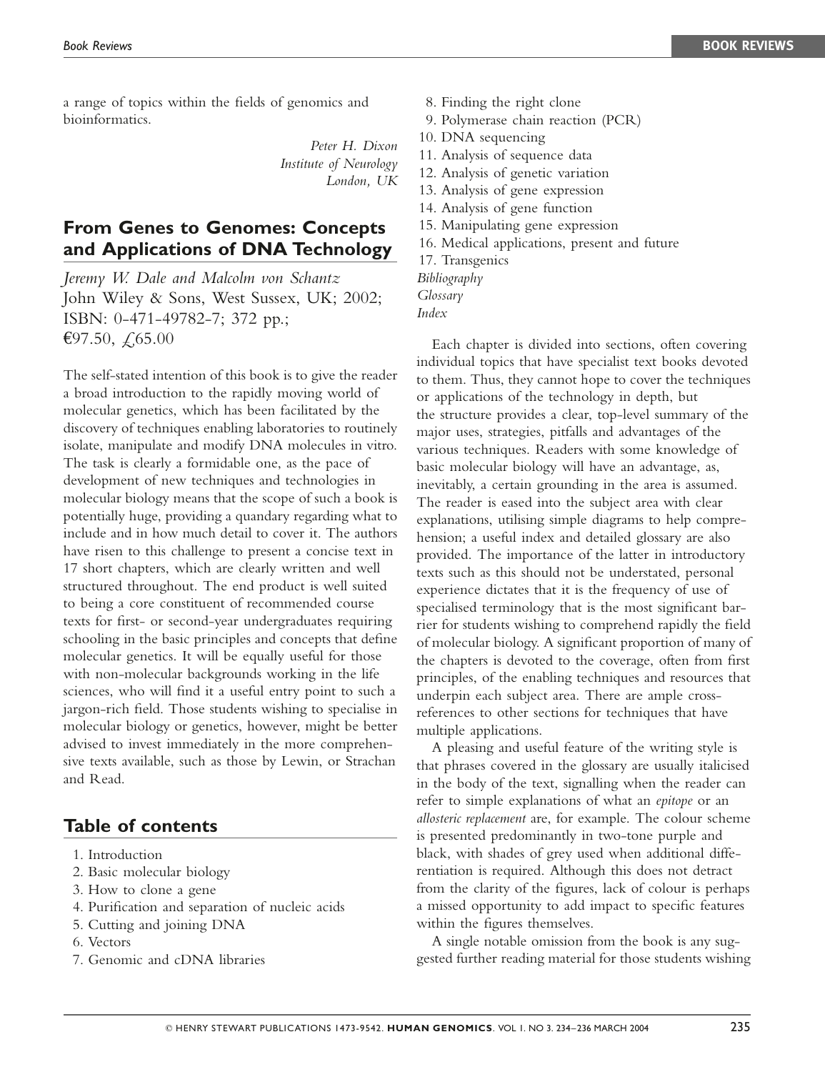a range of topics within the fields of genomics and bioinformatics.

*Peter H. Dixon*
*Institute of Neurology*
*London, UK*

## From Genes to Genomes: Concepts and Applications of DNA Technology

*Jeremy W. Dale and Malcolm von Schantz*
John Wiley & Sons, West Sussex, UK; 2002; ISBN: 0-471-49782-7; 372 pp.; €97.50, £65.00

The self-stated intention of this book is to give the reader a broad introduction to the rapidly moving world of molecular genetics, which has been facilitated by the discovery of techniques enabling laboratories to routinely isolate, manipulate and modify DNA molecules in vitro. The task is clearly a formidable one, as the pace of development of new techniques and technologies in molecular biology means that the scope of such a book is potentially huge, providing a quandary regarding what to include and in how much detail to cover it. The authors have risen to this challenge to present a concise text in 17 short chapters, which are clearly written and well structured throughout. The end product is well suited to being a core constituent of recommended course texts for first- or second-year undergraduates requiring schooling in the basic principles and concepts that define molecular genetics. It will be equally useful for those with non-molecular backgrounds working in the life sciences, who will find it a useful entry point to such a jargon-rich field. Those students wishing to specialise in molecular biology or genetics, however, might be better advised to invest immediately in the more comprehensive texts available, such as those by Lewin, or Strachan and Read.

## Table of contents

1. Introduction
2. Basic molecular biology
3. How to clone a gene
4. Purification and separation of nucleic acids
5. Cutting and joining DNA
6. Vectors
7. Genomic and cDNA libraries
8. Finding the right clone
9. Polymerase chain reaction (PCR)
10. DNA sequencing
11. Analysis of sequence data
12. Analysis of genetic variation
13. Analysis of gene expression
14. Analysis of gene function
15. Manipulating gene expression
16. Medical applications, present and future
17. Transgenics

*Bibliography*
*Glossary*
*Index*

Each chapter is divided into sections, often covering individual topics that have specialist text books devoted to them. Thus, they cannot hope to cover the techniques or applications of the technology in depth, but the structure provides a clear, top-level summary of the major uses, strategies, pitfalls and advantages of the various techniques. Readers with some knowledge of basic molecular biology will have an advantage, as, inevitably, a certain grounding in the area is assumed. The reader is eased into the subject area with clear explanations, utilising simple diagrams to help comprehension; a useful index and detailed glossary are also provided. The importance of the latter in introductory texts such as this should not be understated, personal experience dictates that it is the frequency of use of specialised terminology that is the most significant barrier for students wishing to comprehend rapidly the field of molecular biology. A significant proportion of many of the chapters is devoted to the coverage, often from first principles, of the enabling techniques and resources that underpin each subject area. There are ample cross-references to other sections for techniques that have multiple applications.

A pleasing and useful feature of the writing style is that phrases covered in the glossary are usually italicised in the body of the text, signalling when the reader can refer to simple explanations of what an *epitope* or an *allosteric replacement* are, for example. The colour scheme is presented predominantly in two-tone purple and black, with shades of grey used when additional differentiation is required. Although this does not detract from the clarity of the figures, lack of colour is perhaps a missed opportunity to add impact to specific features within the figures themselves.

A single notable omission from the book is any suggested further reading material for those students wishing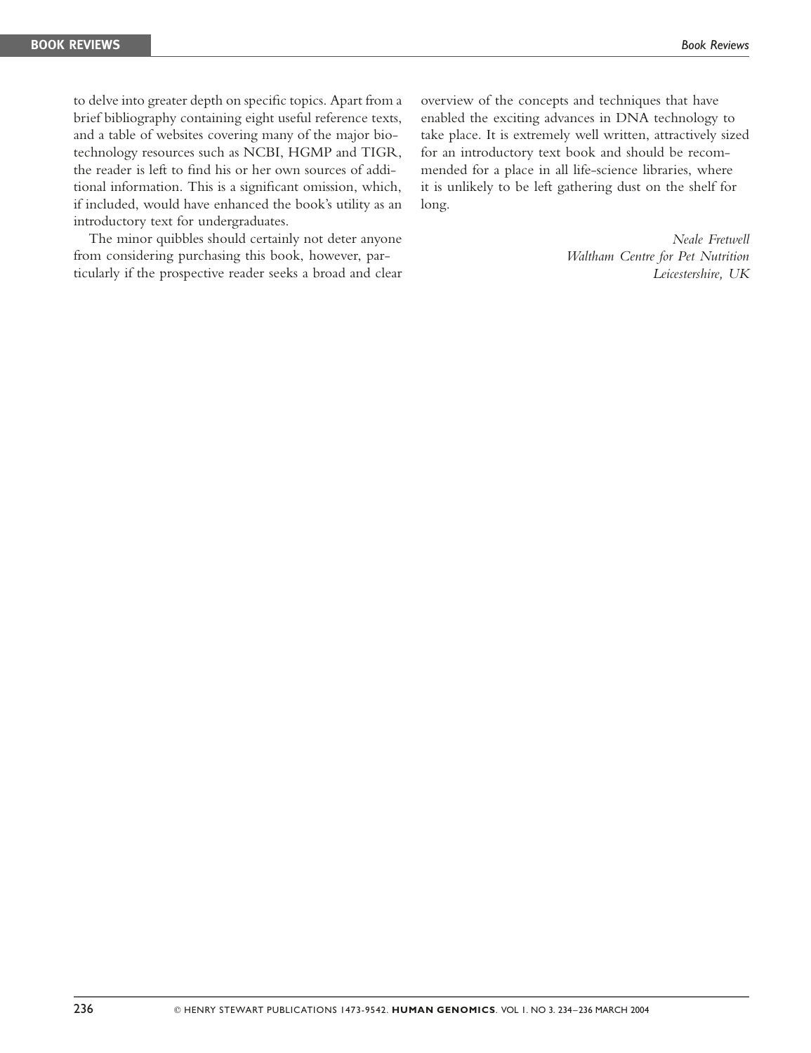to delve into greater depth on specific topics. Apart from a brief bibliography containing eight useful reference texts, and a table of websites covering many of the major biotechnology resources such as NCBI, HGMP and TIGR, the reader is left to find his or her own sources of additional information. This is a significant omission, which, if included, would have enhanced the book's utility as an introductory text for undergraduates.

The minor quibbles should certainly not deter anyone from considering purchasing this book, however, particularly if the prospective reader seeks a broad and clear overview of the concepts and techniques that have enabled the exciting advances in DNA technology to take place. It is extremely well written, attractively sized for an introductory text book and should be recommended for a place in all life-science libraries, where it is unlikely to be left gathering dust on the shelf for long.

*Neale Fretwell*
*Waltham Centre for Pet Nutrition*
*Leicestershire, UK*